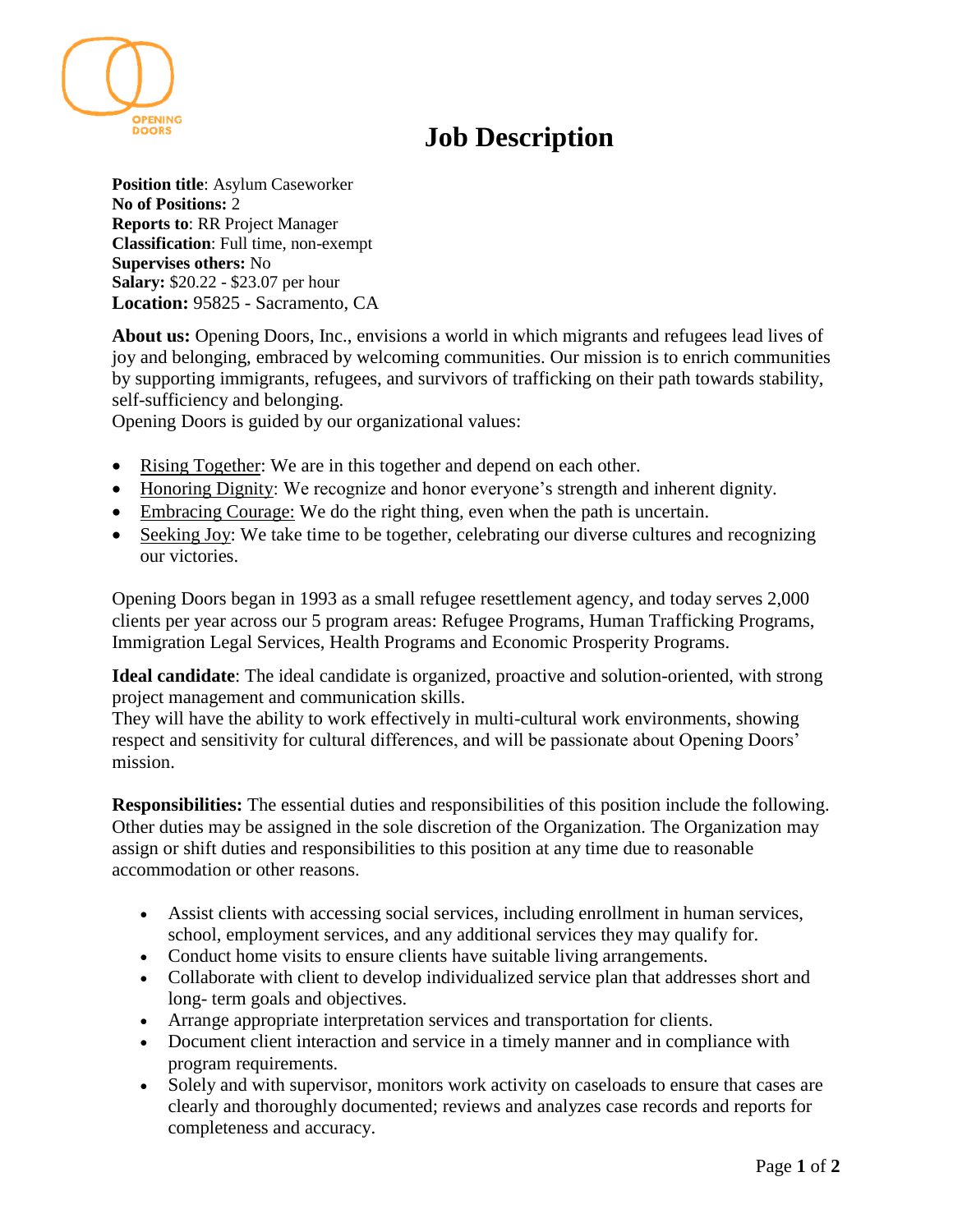OPENING DOORS

# Job Description

**Position title**: Asylum Caseworker
**No of Positions:** 2
**Reports to**: RR Project Manager
**Classification**: Full time, non-exempt
**Supervises others:** No
**Salary:** $20.22 - $23.07 per hour
**Location:** 95825 - Sacramento, CA

**About us:** Opening Doors, Inc., envisions a world in which migrants and refugees lead lives of joy and belonging, embraced by welcoming communities. Our mission is to enrich communities by supporting immigrants, refugees, and survivors of trafficking on their path towards stability, self-sufficiency and belonging.
Opening Doors is guided by our organizational values:

- Rising Together: We are in this together and depend on each other.
- Honoring Dignity: We recognize and honor everyone's strength and inherent dignity.
- Embracing Courage: We do the right thing, even when the path is uncertain.
- Seeking Joy: We take time to be together, celebrating our diverse cultures and recognizing our victories.

Opening Doors began in 1993 as a small refugee resettlement agency, and today serves 2,000 clients per year across our 5 program areas: Refugee Programs, Human Trafficking Programs, Immigration Legal Services, Health Programs and Economic Prosperity Programs.

**Ideal candidate**: The ideal candidate is organized, proactive and solution-oriented, with strong project management and communication skills.
They will have the ability to work effectively in multi-cultural work environments, showing respect and sensitivity for cultural differences, and will be passionate about Opening Doors' mission.

**Responsibilities:** The essential duties and responsibilities of this position include the following. Other duties may be assigned in the sole discretion of the Organization. The Organization may assign or shift duties and responsibilities to this position at any time due to reasonable accommodation or other reasons.

- Assist clients with accessing social services, including enrollment in human services, school, employment services, and any additional services they may qualify for.
- Conduct home visits to ensure clients have suitable living arrangements.
- Collaborate with client to develop individualized service plan that addresses short and long- term goals and objectives.
- Arrange appropriate interpretation services and transportation for clients.
- Document client interaction and service in a timely manner and in compliance with program requirements.
- Solely and with supervisor, monitors work activity on caseloads to ensure that cases are clearly and thoroughly documented; reviews and analyzes case records and reports for completeness and accuracy.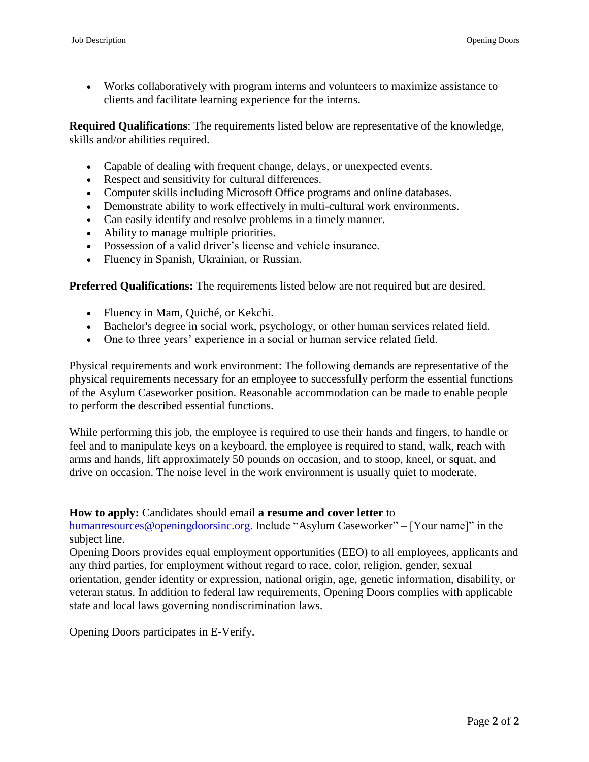- Works collaboratively with program interns and volunteers to maximize assistance to clients and facilitate learning experience for the interns.

**Required Qualifications**: The requirements listed below are representative of the knowledge, skills and/or abilities required.

- Capable of dealing with frequent change, delays, or unexpected events.
- Respect and sensitivity for cultural differences.
- Computer skills including Microsoft Office programs and online databases.
- Demonstrate ability to work effectively in multi-cultural work environments.
- Can easily identify and resolve problems in a timely manner.
- Ability to manage multiple priorities.
- Possession of a valid driver's license and vehicle insurance.
- Fluency in Spanish, Ukrainian, or Russian.

**Preferred Qualifications:** The requirements listed below are not required but are desired.

- Fluency in Mam, Quiché, or Kekchi.
- Bachelor's degree in social work, psychology, or other human services related field.
- One to three years' experience in a social or human service related field.

Physical requirements and work environment: The following demands are representative of the physical requirements necessary for an employee to successfully perform the essential functions of the Asylum Caseworker position. Reasonable accommodation can be made to enable people to perform the described essential functions.

While performing this job, the employee is required to use their hands and fingers, to handle or feel and to manipulate keys on a keyboard, the employee is required to stand, walk, reach with arms and hands, lift approximately 50 pounds on occasion, and to stoop, kneel, or squat, and drive on occasion. The noise level in the work environment is usually quiet to moderate.

**How to apply:** Candidates should email **a resume and cover letter** to humanresources@openingdoorsinc.org. Include "Asylum Caseworker" – [Your name]" in the subject line.

Opening Doors provides equal employment opportunities (EEO) to all employees, applicants and any third parties, for employment without regard to race, color, religion, gender, sexual orientation, gender identity or expression, national origin, age, genetic information, disability, or veteran status. In addition to federal law requirements, Opening Doors complies with applicable state and local laws governing nondiscrimination laws.

Opening Doors participates in E-Verify.